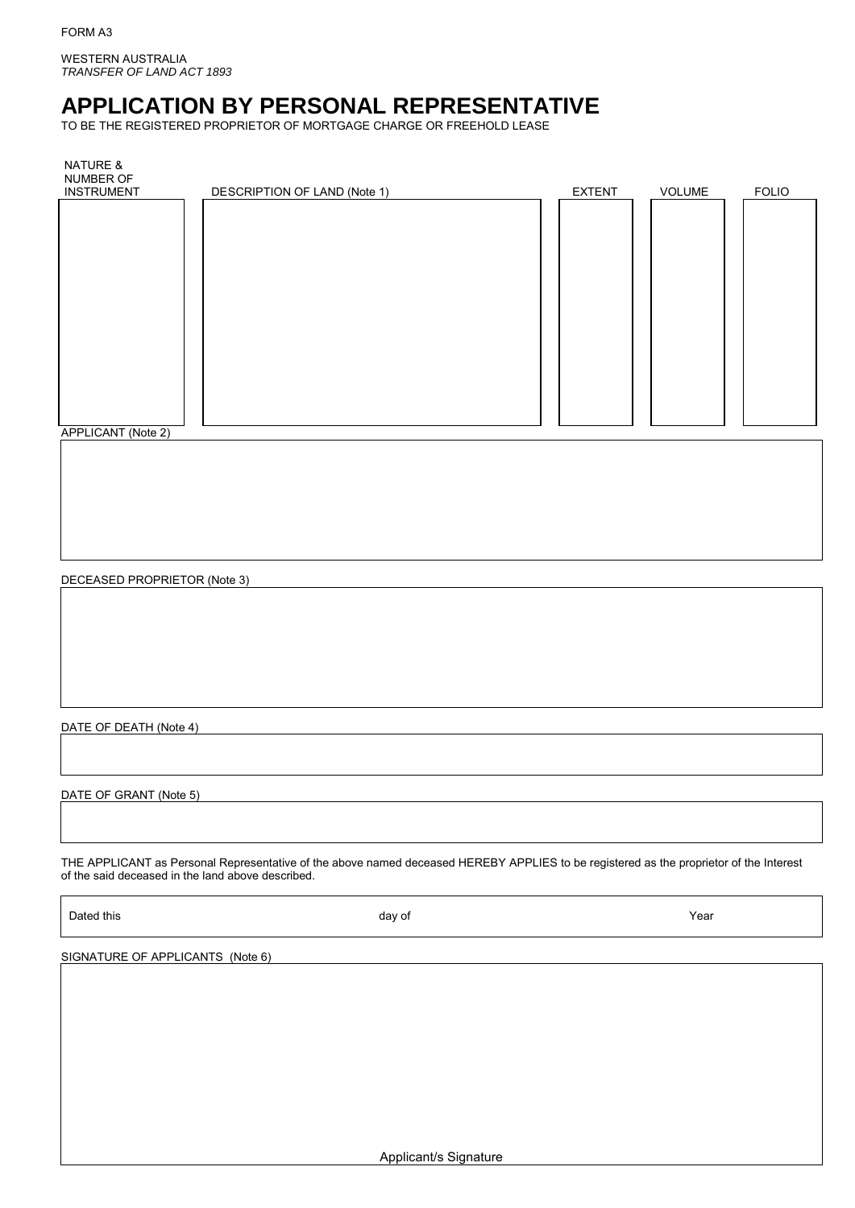FORM A3

WESTERN AUSTRALIA
*TRANSFER OF LAND ACT 1893*

# APPLICATION BY PERSONAL REPRESENTATIVE

TO BE THE REGISTERED PROPRIETOR OF MORTGAGE CHARGE OR FREEHOLD LEASE

| NATURE & NUMBER OF INSTRUMENT | DESCRIPTION OF LAND (Note 1) | EXTENT | VOLUME | FOLIO |
|---|---|---|---|---|
| | | | | |

APPLICANT (Note 2)

DECEASED PROPRIETOR (Note 3)

DATE OF DEATH (Note 4)

DATE OF GRANT (Note 5)

THE APPLICANT as Personal Representative of the above named deceased HEREBY APPLIES to be registered as the proprietor of the Interest of the said deceased in the land above described.

Dated this day of Year

SIGNATURE OF APPLICANTS (Note 6)

Applicant/s Signature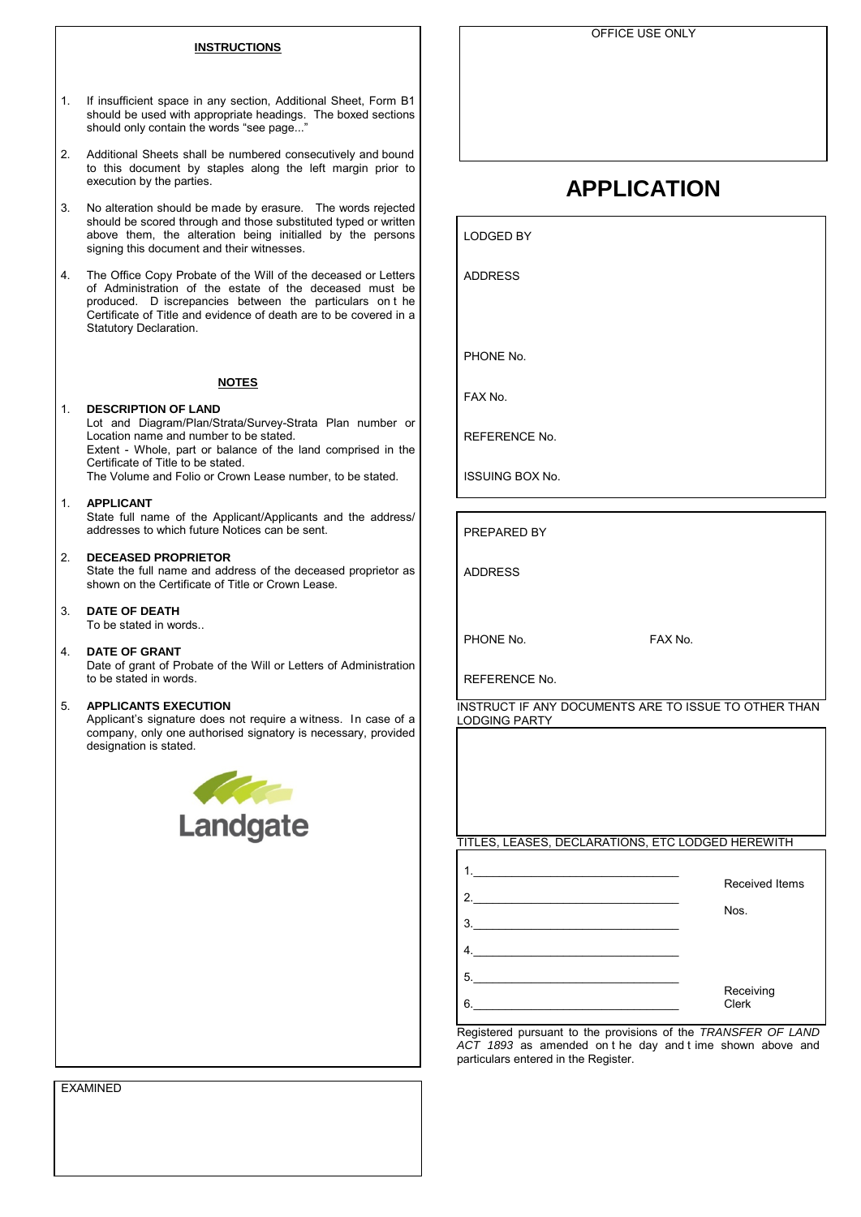## INSTRUCTIONS

1. If insufficient space in any section, Additional Sheet, Form B1 should be used with appropriate headings. The boxed sections should only contain the words "see page..."
2. Additional Sheets shall be numbered consecutively and bound to this document by staples along the left margin prior to execution by the parties.
3. No alteration should be made by erasure. The words rejected should be scored through and those substituted typed or written above them, the alteration being initialled by the persons signing this document and their witnesses.
4. The Office Copy Probate of the Will of the deceased or Letters of Administration of the estate of the deceased must be produced. D iscrepancies between the particulars on t he Certificate of Title and evidence of death are to be covered in a Statutory Declaration.

## NOTES

1. **DESCRIPTION OF LAND**
   Lot and Diagram/Plan/Strata/Survey-Strata Plan number or Location name and number to be stated.
   Extent - Whole, part or balance of the land comprised in the Certificate of Title to be stated.
   The Volume and Folio or Crown Lease number, to be stated.

1. **APPLICANT**
   State full name of the Applicant/Applicants and the address/ addresses to which future Notices can be sent.

2. **DECEASED PROPRIETOR**
   State the full name and address of the deceased proprietor as shown on the Certificate of Title or Crown Lease.

3. **DATE OF DEATH**
   To be stated in words..

4. **DATE OF GRANT**
   Date of grant of Probate of the Will or Letters of Administration to be stated in words.

5. **APPLICANTS EXECUTION**
   Applicant's signature does not require a witness. In case of a company, only one authorised signatory is necessary, provided designation is stated.

Landgate

EXAMINED

OFFICE USE ONLY

# APPLICATION

LODGED BY

ADDRESS

PHONE No.

FAX No.

REFERENCE No.

ISSUING BOX No.

PREPARED BY

ADDRESS

PHONE No. FAX No.

REFERENCE No.

INSTRUCT IF ANY DOCUMENTS ARE TO ISSUE TO OTHER THAN LODGING PARTY

TITLES, LEASES, DECLARATIONS, ETC LODGED HEREWITH

1. ______________________________
2. ______________________________
3. ______________________________
4. ______________________________
5. ______________________________
6. ______________________________

Received Items

Nos.

Receiving Clerk

Registered pursuant to the provisions of the *TRANSFER OF LAND ACT 1893* as amended on t he day and t ime shown above and particulars entered in the Register.